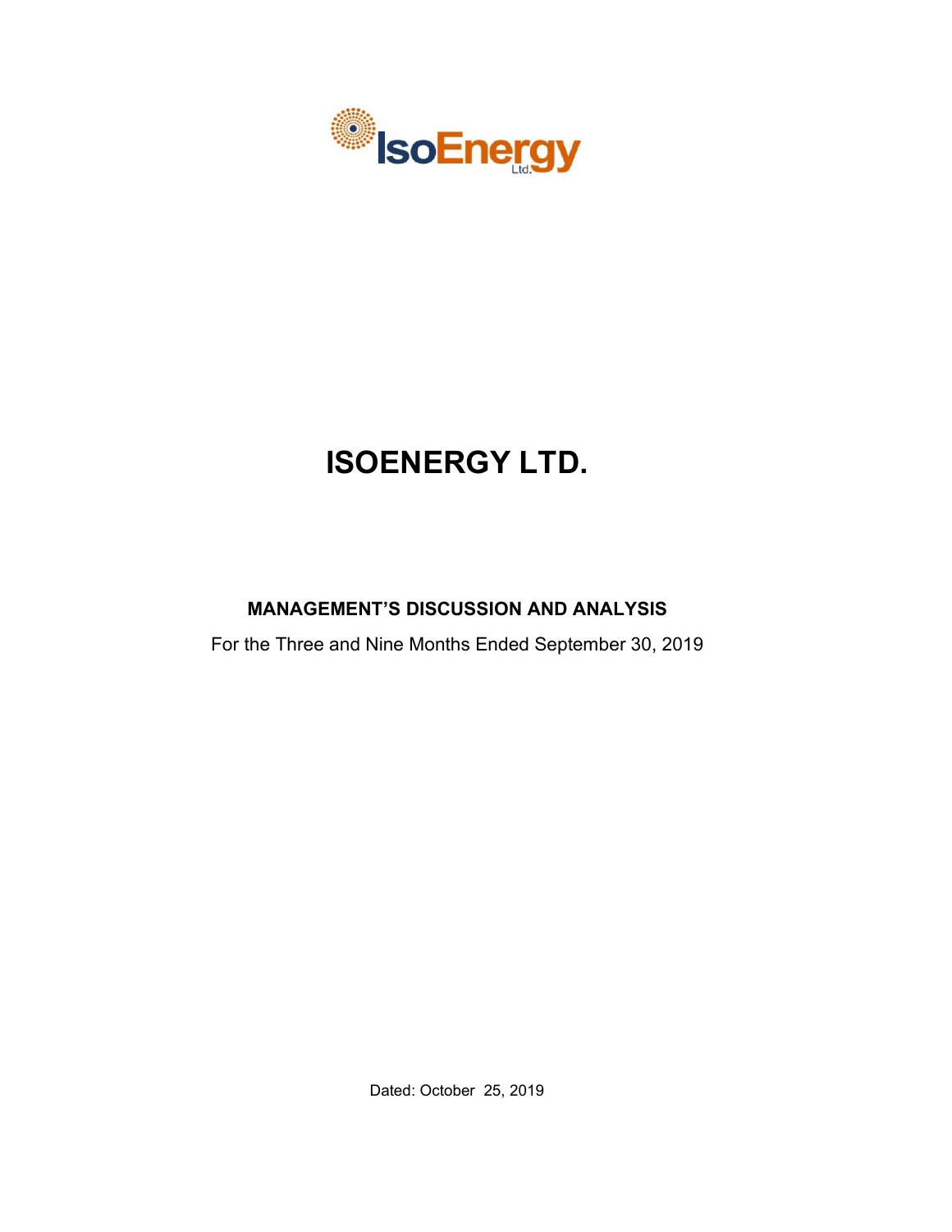# ISOENERGY LTD.

## MANAGEMENT'S DISCUSSION AND ANALYSIS

For the Three and Nine Months Ended September 30, 2019

Dated: October 25, 2019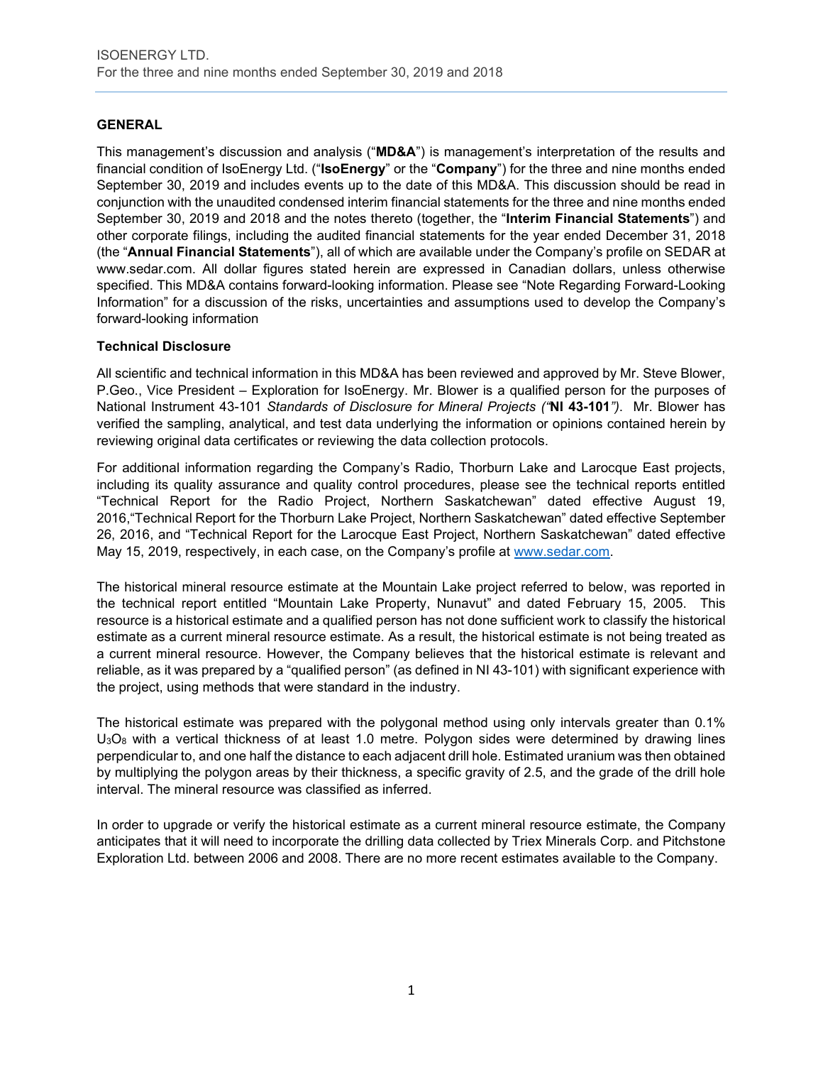## GENERAL

This management's discussion and analysis ("**MD&A**") is management's interpretation of the results and financial condition of IsoEnergy Ltd. ("**IsoEnergy**" or the "**Company**") for the three and nine months ended September 30, 2019 and includes events up to the date of this MD&A. This discussion should be read in conjunction with the unaudited condensed interim financial statements for the three and nine months ended September 30, 2019 and 2018 and the notes thereto (together, the "**Interim Financial Statements**") and other corporate filings, including the audited financial statements for the year ended December 31, 2018 (the "**Annual Financial Statements**"), all of which are available under the Company's profile on SEDAR at www.sedar.com. All dollar figures stated herein are expressed in Canadian dollars, unless otherwise specified. This MD&A contains forward-looking information. Please see "Note Regarding Forward-Looking Information" for a discussion of the risks, uncertainties and assumptions used to develop the Company's forward-looking information

### Technical Disclosure

All scientific and technical information in this MD&A has been reviewed and approved by Mr. Steve Blower, P.Geo., Vice President – Exploration for IsoEnergy. Mr. Blower is a qualified person for the purposes of National Instrument 43-101 *Standards of Disclosure for Mineral Projects ("***NI 43-101***")*. Mr. Blower has verified the sampling, analytical, and test data underlying the information or opinions contained herein by reviewing original data certificates or reviewing the data collection protocols.

For additional information regarding the Company's Radio, Thorburn Lake and Larocque East projects, including its quality assurance and quality control procedures, please see the technical reports entitled "Technical Report for the Radio Project, Northern Saskatchewan" dated effective August 19, 2016,"Technical Report for the Thorburn Lake Project, Northern Saskatchewan" dated effective September 26, 2016, and "Technical Report for the Larocque East Project, Northern Saskatchewan" dated effective May 15, 2019, respectively, in each case, on the Company's profile at www.sedar.com.

The historical mineral resource estimate at the Mountain Lake project referred to below, was reported in the technical report entitled "Mountain Lake Property, Nunavut" and dated February 15, 2005. This resource is a historical estimate and a qualified person has not done sufficient work to classify the historical estimate as a current mineral resource estimate. As a result, the historical estimate is not being treated as a current mineral resource. However, the Company believes that the historical estimate is relevant and reliable, as it was prepared by a "qualified person" (as defined in NI 43-101) with significant experience with the project, using methods that were standard in the industry.

The historical estimate was prepared with the polygonal method using only intervals greater than 0.1% $U_3O_8$ with a vertical thickness of at least 1.0 metre. Polygon sides were determined by drawing lines perpendicular to, and one half the distance to each adjacent drill hole. Estimated uranium was then obtained by multiplying the polygon areas by their thickness, a specific gravity of 2.5, and the grade of the drill hole interval. The mineral resource was classified as inferred.

In order to upgrade or verify the historical estimate as a current mineral resource estimate, the Company anticipates that it will need to incorporate the drilling data collected by Triex Minerals Corp. and Pitchstone Exploration Ltd. between 2006 and 2008. There are no more recent estimates available to the Company.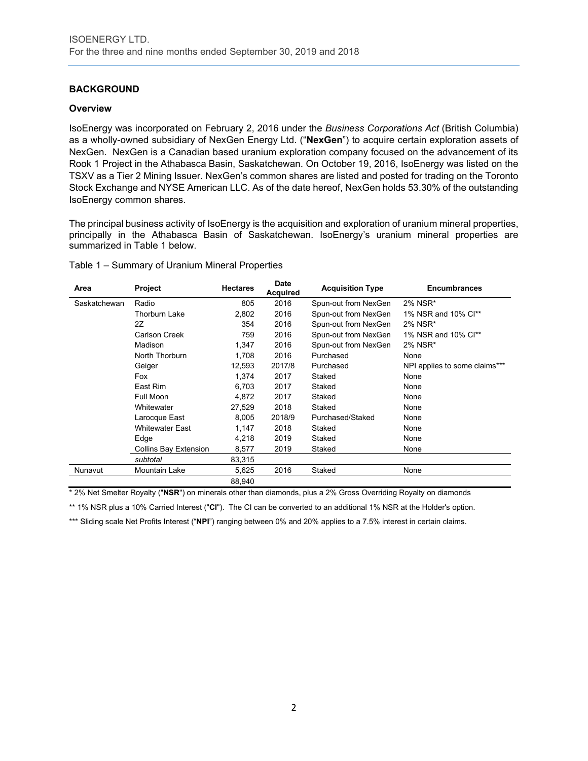## BACKGROUND

### Overview

IsoEnergy was incorporated on February 2, 2016 under the *Business Corporations Act* (British Columbia) as a wholly-owned subsidiary of NexGen Energy Ltd. ("**NexGen**") to acquire certain exploration assets of NexGen. NexGen is a Canadian based uranium exploration company focused on the advancement of its Rook 1 Project in the Athabasca Basin, Saskatchewan. On October 19, 2016, IsoEnergy was listed on the TSXV as a Tier 2 Mining Issuer. NexGen's common shares are listed and posted for trading on the Toronto Stock Exchange and NYSE American LLC. As of the date hereof, NexGen holds 53.30% of the outstanding IsoEnergy common shares.

The principal business activity of IsoEnergy is the acquisition and exploration of uranium mineral properties, principally in the Athabasca Basin of Saskatchewan. IsoEnergy's uranium mineral properties are summarized in Table 1 below.

Table 1 – Summary of Uranium Mineral Properties

| Area | Project | Hectares | Date Acquired | Acquisition Type | Encumbrances |
|---|---|---|---|---|---|
| Saskatchewan | Radio | 805 | 2016 | Spun-out from NexGen | 2% NSR* |
| | Thorburn Lake | 2,802 | 2016 | Spun-out from NexGen | 1% NSR and 10% CI** |
| | 2Z | 354 | 2016 | Spun-out from NexGen | 2% NSR* |
| | Carlson Creek | 759 | 2016 | Spun-out from NexGen | 1% NSR and 10% CI** |
| | Madison | 1,347 | 2016 | Spun-out from NexGen | 2% NSR* |
| | North Thorburn | 1,708 | 2016 | Purchased | None |
| | Geiger | 12,593 | 2017/8 | Purchased | NPI applies to some claims*** |
| | Fox | 1,374 | 2017 | Staked | None |
| | East Rim | 6,703 | 2017 | Staked | None |
| | Full Moon | 4,872 | 2017 | Staked | None |
| | Whitewater | 27,529 | 2018 | Staked | None |
| | Larocque East | 8,005 | 2018/9 | Purchased/Staked | None |
| | Whitewater East | 1,147 | 2018 | Staked | None |
| | Edge | 4,218 | 2019 | Staked | None |
| | Collins Bay Extension | 8,577 | 2019 | Staked | None |
| | *subtotal* | 83,315 | | | |
| Nunavut | Mountain Lake | 5,625 | 2016 | Staked | None |
| | | 88,940 | | | |

\* 2% Net Smelter Royalty ("**NSR**") on minerals other than diamonds, plus a 2% Gross Overriding Royalty on diamonds

\** 1% NSR plus a 10% Carried Interest ("**CI**"). The CI can be converted to an additional 1% NSR at the Holder's option.

\*** Sliding scale Net Profits Interest ("**NPI**") ranging between 0% and 20% applies to a 7.5% interest in certain claims.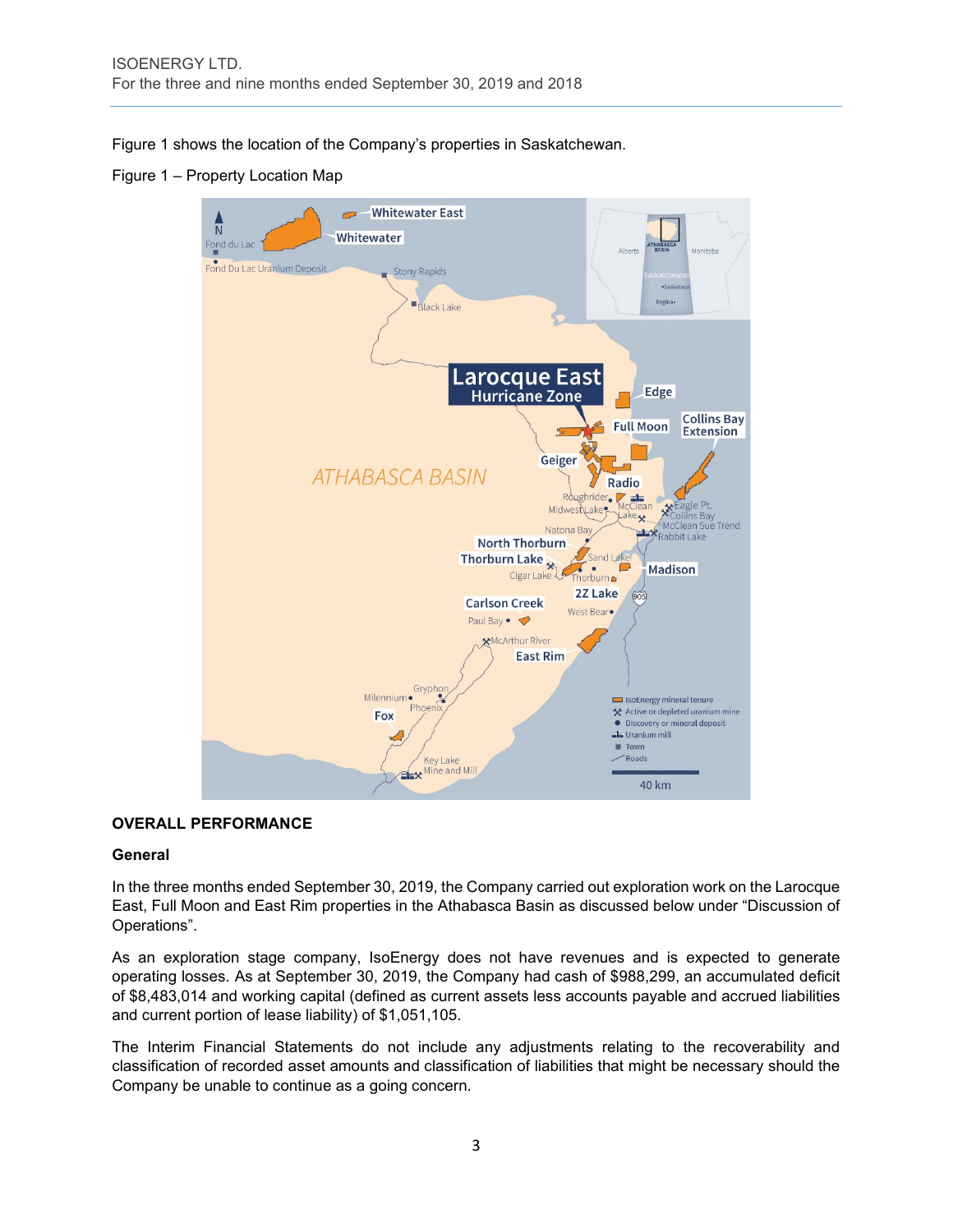Figure 1 shows the location of the Company's properties in Saskatchewan.

Figure 1 – Property Location Map

## OVERALL PERFORMANCE

### General

In the three months ended September 30, 2019, the Company carried out exploration work on the Larocque East, Full Moon and East Rim properties in the Athabasca Basin as discussed below under "Discussion of Operations".

As an exploration stage company, IsoEnergy does not have revenues and is expected to generate operating losses. As at September 30, 2019, the Company had cash of $988,299, an accumulated deficit of $8,483,014 and working capital (defined as current assets less accounts payable and accrued liabilities and current portion of lease liability) of $1,051,105.

The Interim Financial Statements do not include any adjustments relating to the recoverability and classification of recorded asset amounts and classification of liabilities that might be necessary should the Company be unable to continue as a going concern.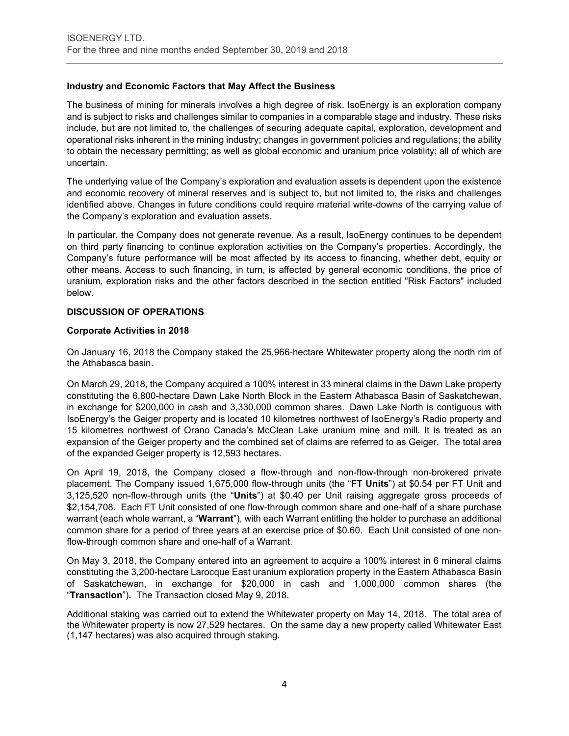### Industry and Economic Factors that May Affect the Business

The business of mining for minerals involves a high degree of risk. IsoEnergy is an exploration company and is subject to risks and challenges similar to companies in a comparable stage and industry. These risks include, but are not limited to, the challenges of securing adequate capital, exploration, development and operational risks inherent in the mining industry; changes in government policies and regulations; the ability to obtain the necessary permitting; as well as global economic and uranium price volatility; all of which are uncertain.

The underlying value of the Company's exploration and evaluation assets is dependent upon the existence and economic recovery of mineral reserves and is subject to, but not limited to, the risks and challenges identified above. Changes in future conditions could require material write-downs of the carrying value of the Company's exploration and evaluation assets.

In particular, the Company does not generate revenue. As a result, IsoEnergy continues to be dependent on third party financing to continue exploration activities on the Company's properties. Accordingly, the Company's future performance will be most affected by its access to financing, whether debt, equity or other means. Access to such financing, in turn, is affected by general economic conditions, the price of uranium, exploration risks and the other factors described in the section entitled "Risk Factors" included below.

## DISCUSSION OF OPERATIONS

### Corporate Activities in 2018

On January 16, 2018 the Company staked the 25,966-hectare Whitewater property along the north rim of the Athabasca basin.

On March 29, 2018, the Company acquired a 100% interest in 33 mineral claims in the Dawn Lake property constituting the 6,800-hectare Dawn Lake North Block in the Eastern Athabasca Basin of Saskatchewan, in exchange for $200,000 in cash and 3,330,000 common shares. Dawn Lake North is contiguous with IsoEnergy's the Geiger property and is located 10 kilometres northwest of IsoEnergy's Radio property and 15 kilometres northwest of Orano Canada's McClean Lake uranium mine and mill. It is treated as an expansion of the Geiger property and the combined set of claims are referred to as Geiger. The total area of the expanded Geiger property is 12,593 hectares.

On April 19, 2018, the Company closed a flow-through and non-flow-through non-brokered private placement. The Company issued 1,675,000 flow-through units (the "**FT Units**") at $0.54 per FT Unit and 3,125,520 non-flow-through units (the "**Units**") at $0.40 per Unit raising aggregate gross proceeds of $2,154,708. Each FT Unit consisted of one flow-through common share and one-half of a share purchase warrant (each whole warrant, a "**Warrant**"), with each Warrant entitling the holder to purchase an additional common share for a period of three years at an exercise price of $0.60. Each Unit consisted of one non-flow-through common share and one-half of a Warrant.

On May 3, 2018, the Company entered into an agreement to acquire a 100% interest in 6 mineral claims constituting the 3,200-hectare Larocque East uranium exploration property in the Eastern Athabasca Basin of Saskatchewan, in exchange for $20,000 in cash and 1,000,000 common shares (the "**Transaction**"). The Transaction closed May 9, 2018.

Additional staking was carried out to extend the Whitewater property on May 14, 2018. The total area of the Whitewater property is now 27,529 hectares. On the same day a new property called Whitewater East (1,147 hectares) was also acquired through staking.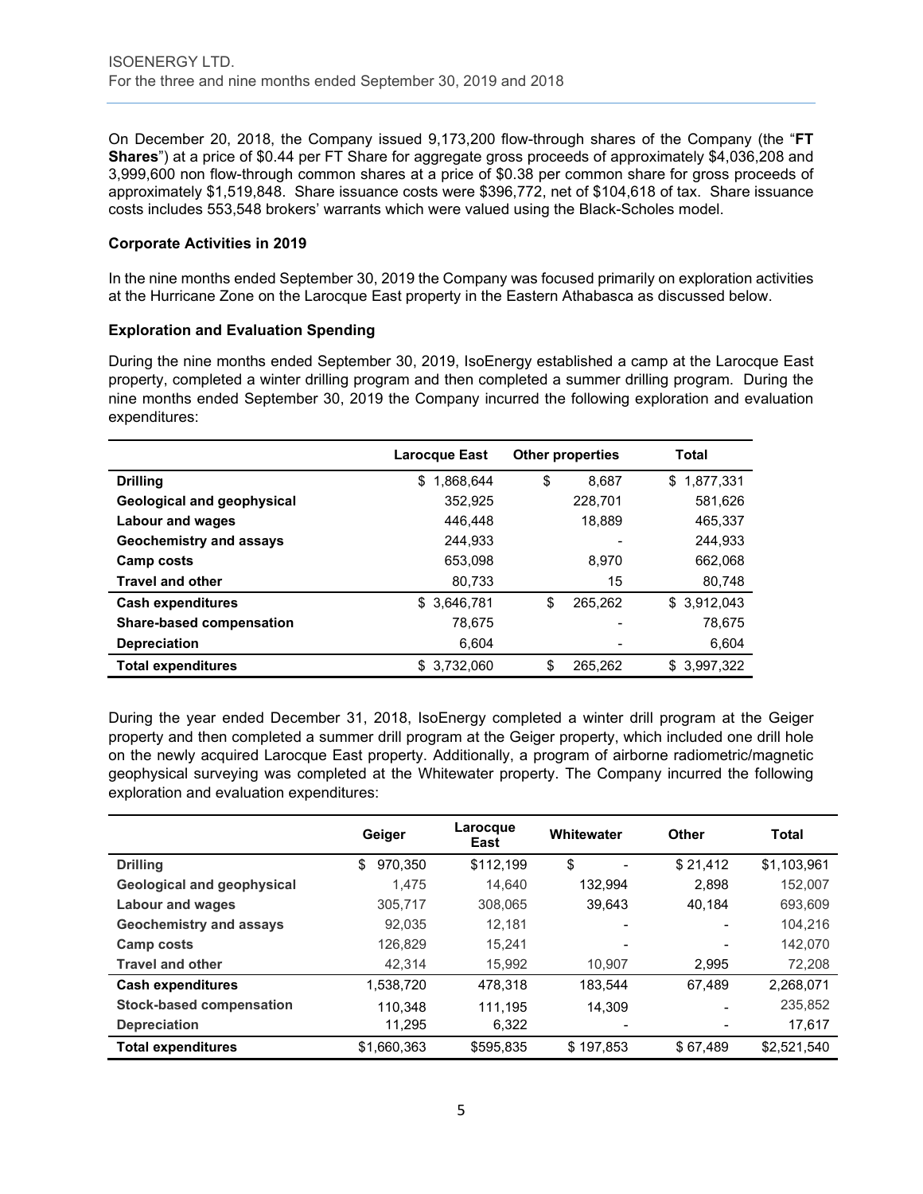On December 20, 2018, the Company issued 9,173,200 flow-through shares of the Company (the "**FT Shares**") at a price of $0.44 per FT Share for aggregate gross proceeds of approximately $4,036,208 and 3,999,600 non flow-through common shares at a price of $0.38 per common share for gross proceeds of approximately $1,519,848. Share issuance costs were $396,772, net of $104,618 of tax. Share issuance costs includes 553,548 brokers' warrants which were valued using the Black-Scholes model.

### Corporate Activities in 2019

In the nine months ended September 30, 2019 the Company was focused primarily on exploration activities at the Hurricane Zone on the Larocque East property in the Eastern Athabasca as discussed below.

### Exploration and Evaluation Spending

During the nine months ended September 30, 2019, IsoEnergy established a camp at the Larocque East property, completed a winter drilling program and then completed a summer drilling program. During the nine months ended September 30, 2019 the Company incurred the following exploration and evaluation expenditures:

| | Larocque East | Other properties | Total |
|---|---|---|---|
| **Drilling** | $ 1,868,644 | $ 8,687 | $ 1,877,331 |
| **Geological and geophysical** | 352,925 | 228,701 | 581,626 |
| **Labour and wages** | 446,448 | 18,889 | 465,337 |
| **Geochemistry and assays** | 244,933 | - | 244,933 |
| **Camp costs** | 653,098 | 8,970 | 662,068 |
| **Travel and other** | 80,733 | 15 | 80,748 |
| **Cash expenditures** | $ 3,646,781 | $ 265,262 | $ 3,912,043 |
| **Share-based compensation** | 78,675 | - | 78,675 |
| **Depreciation** | 6,604 | - | 6,604 |
| **Total expenditures** | $ 3,732,060 | $ 265,262 | $ 3,997,322 |

During the year ended December 31, 2018, IsoEnergy completed a winter drill program at the Geiger property and then completed a summer drill program at the Geiger property, which included one drill hole on the newly acquired Larocque East property. Additionally, a program of airborne radiometric/magnetic geophysical surveying was completed at the Whitewater property. The Company incurred the following exploration and evaluation expenditures:

| | Geiger | Larocque East | Whitewater | Other | Total |
|---|---|---|---|---|---|
| **Drilling** | $ 970,350 | $112,199 | $ - | $ 21,412 | $1,103,961 |
| **Geological and geophysical** | 1,475 | 14,640 | 132,994 | 2,898 | 152,007 |
| **Labour and wages** | 305,717 | 308,065 | 39,643 | 40,184 | 693,609 |
| **Geochemistry and assays** | 92,035 | 12,181 | - | - | 104,216 |
| **Camp costs** | 126,829 | 15,241 | - | - | 142,070 |
| **Travel and other** | 42,314 | 15,992 | 10,907 | 2,995 | 72,208 |
| **Cash expenditures** | 1,538,720 | 478,318 | 183,544 | 67,489 | 2,268,071 |
| **Stock-based compensation** | 110,348 | 111,195 | 14,309 | - | 235,852 |
| **Depreciation** | 11,295 | 6,322 | - | - | 17,617 |
| **Total expenditures** | $1,660,363 | $595,835 | $ 197,853 | $ 67,489 | $2,521,540 |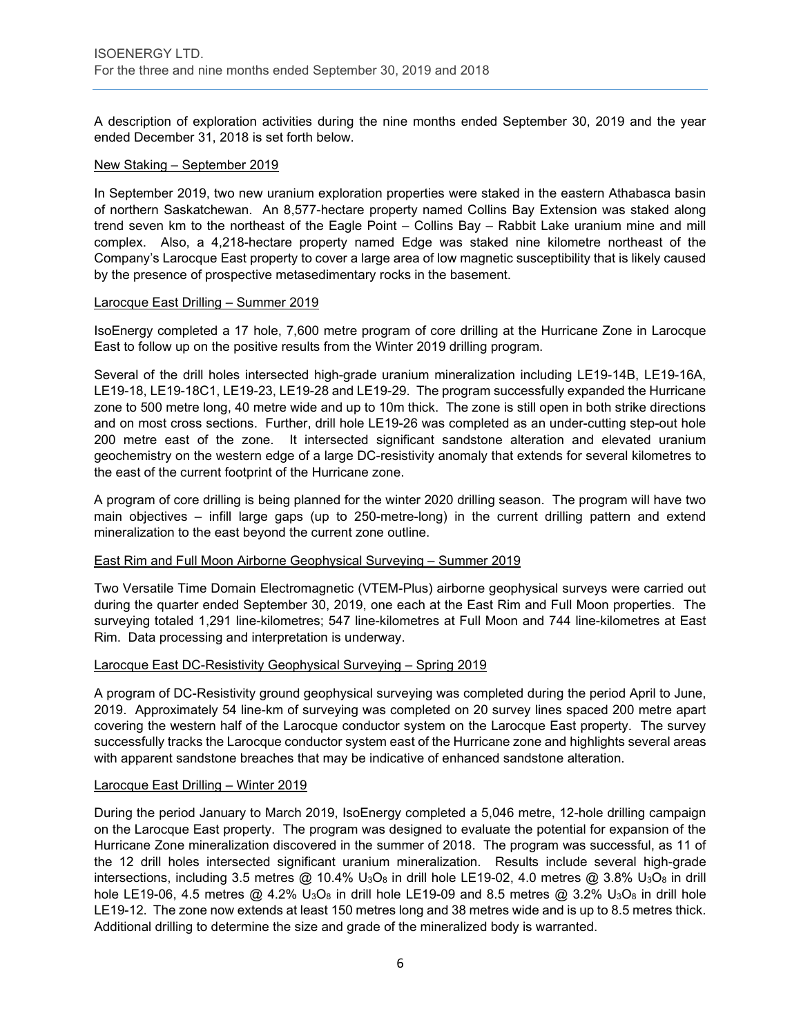A description of exploration activities during the nine months ended September 30, 2019 and the year ended December 31, 2018 is set forth below.

New Staking – September 2019

In September 2019, two new uranium exploration properties were staked in the eastern Athabasca basin of northern Saskatchewan. An 8,577-hectare property named Collins Bay Extension was staked along trend seven km to the northeast of the Eagle Point – Collins Bay – Rabbit Lake uranium mine and mill complex. Also, a 4,218-hectare property named Edge was staked nine kilometre northeast of the Company's Larocque East property to cover a large area of low magnetic susceptibility that is likely caused by the presence of prospective metasedimentary rocks in the basement.

Larocque East Drilling – Summer 2019

IsoEnergy completed a 17 hole, 7,600 metre program of core drilling at the Hurricane Zone in Larocque East to follow up on the positive results from the Winter 2019 drilling program.

Several of the drill holes intersected high-grade uranium mineralization including LE19-14B, LE19-16A, LE19-18, LE19-18C1, LE19-23, LE19-28 and LE19-29. The program successfully expanded the Hurricane zone to 500 metre long, 40 metre wide and up to 10m thick. The zone is still open in both strike directions and on most cross sections. Further, drill hole LE19-26 was completed as an under-cutting step-out hole 200 metre east of the zone. It intersected significant sandstone alteration and elevated uranium geochemistry on the western edge of a large DC-resistivity anomaly that extends for several kilometres to the east of the current footprint of the Hurricane zone.

A program of core drilling is being planned for the winter 2020 drilling season. The program will have two main objectives – infill large gaps (up to 250-metre-long) in the current drilling pattern and extend mineralization to the east beyond the current zone outline.

East Rim and Full Moon Airborne Geophysical Surveying – Summer 2019

Two Versatile Time Domain Electromagnetic (VTEM-Plus) airborne geophysical surveys were carried out during the quarter ended September 30, 2019, one each at the East Rim and Full Moon properties. The surveying totaled 1,291 line-kilometres; 547 line-kilometres at Full Moon and 744 line-kilometres at East Rim. Data processing and interpretation is underway.

Larocque East DC-Resistivity Geophysical Surveying – Spring 2019

A program of DC-Resistivity ground geophysical surveying was completed during the period April to June, 2019. Approximately 54 line-km of surveying was completed on 20 survey lines spaced 200 metre apart covering the western half of the Larocque conductor system on the Larocque East property. The survey successfully tracks the Larocque conductor system east of the Hurricane zone and highlights several areas with apparent sandstone breaches that may be indicative of enhanced sandstone alteration.

Larocque East Drilling – Winter 2019

During the period January to March 2019, IsoEnergy completed a 5,046 metre, 12-hole drilling campaign on the Larocque East property. The program was designed to evaluate the potential for expansion of the Hurricane Zone mineralization discovered in the summer of 2018. The program was successful, as 11 of the 12 drill holes intersected significant uranium mineralization. Results include several high-grade intersections, including 3.5 metres @ 10.4% $U_3O_8$ in drill hole LE19-02, 4.0 metres @ 3.8% $U_3O_8$ in drill hole LE19-06, 4.5 metres @ 4.2% $U_3O_8$ in drill hole LE19-09 and 8.5 metres @ 3.2% $U_3O_8$ in drill hole LE19-12. The zone now extends at least 150 metres long and 38 metres wide and is up to 8.5 metres thick. Additional drilling to determine the size and grade of the mineralized body is warranted.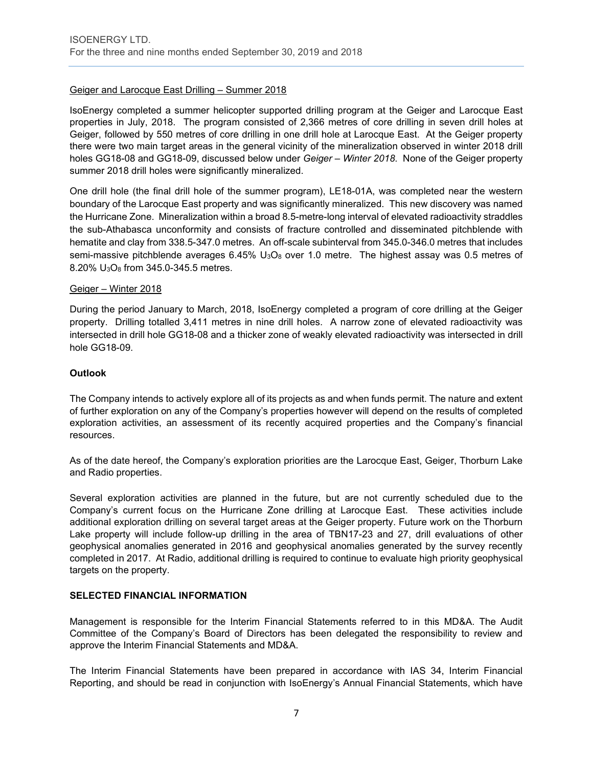Geiger and Larocque East Drilling – Summer 2018

IsoEnergy completed a summer helicopter supported drilling program at the Geiger and Larocque East properties in July, 2018. The program consisted of 2,366 metres of core drilling in seven drill holes at Geiger, followed by 550 metres of core drilling in one drill hole at Larocque East. At the Geiger property there were two main target areas in the general vicinity of the mineralization observed in winter 2018 drill holes GG18-08 and GG18-09, discussed below under *Geiger – Winter 2018*. None of the Geiger property summer 2018 drill holes were significantly mineralized.

One drill hole (the final drill hole of the summer program), LE18-01A, was completed near the western boundary of the Larocque East property and was significantly mineralized. This new discovery was named the Hurricane Zone. Mineralization within a broad 8.5-metre-long interval of elevated radioactivity straddles the sub-Athabasca unconformity and consists of fracture controlled and disseminated pitchblende with hematite and clay from 338.5-347.0 metres. An off-scale subinterval from 345.0-346.0 metres that includes semi-massive pitchblende averages 6.45% $U_3O_8$ over 1.0 metre. The highest assay was 0.5 metres of 8.20% $U_3O_8$ from 345.0-345.5 metres.

Geiger – Winter 2018

During the period January to March, 2018, IsoEnergy completed a program of core drilling at the Geiger property. Drilling totalled 3,411 metres in nine drill holes. A narrow zone of elevated radioactivity was intersected in drill hole GG18-08 and a thicker zone of weakly elevated radioactivity was intersected in drill hole GG18-09.

**Outlook**

The Company intends to actively explore all of its projects as and when funds permit. The nature and extent of further exploration on any of the Company's properties however will depend on the results of completed exploration activities, an assessment of its recently acquired properties and the Company's financial resources.

As of the date hereof, the Company's exploration priorities are the Larocque East, Geiger, Thorburn Lake and Radio properties.

Several exploration activities are planned in the future, but are not currently scheduled due to the Company's current focus on the Hurricane Zone drilling at Larocque East. These activities include additional exploration drilling on several target areas at the Geiger property. Future work on the Thorburn Lake property will include follow-up drilling in the area of TBN17-23 and 27, drill evaluations of other geophysical anomalies generated in 2016 and geophysical anomalies generated by the survey recently completed in 2017. At Radio, additional drilling is required to continue to evaluate high priority geophysical targets on the property.

**SELECTED FINANCIAL INFORMATION**

Management is responsible for the Interim Financial Statements referred to in this MD&A. The Audit Committee of the Company's Board of Directors has been delegated the responsibility to review and approve the Interim Financial Statements and MD&A.

The Interim Financial Statements have been prepared in accordance with IAS 34, Interim Financial Reporting, and should be read in conjunction with IsoEnergy's Annual Financial Statements, which have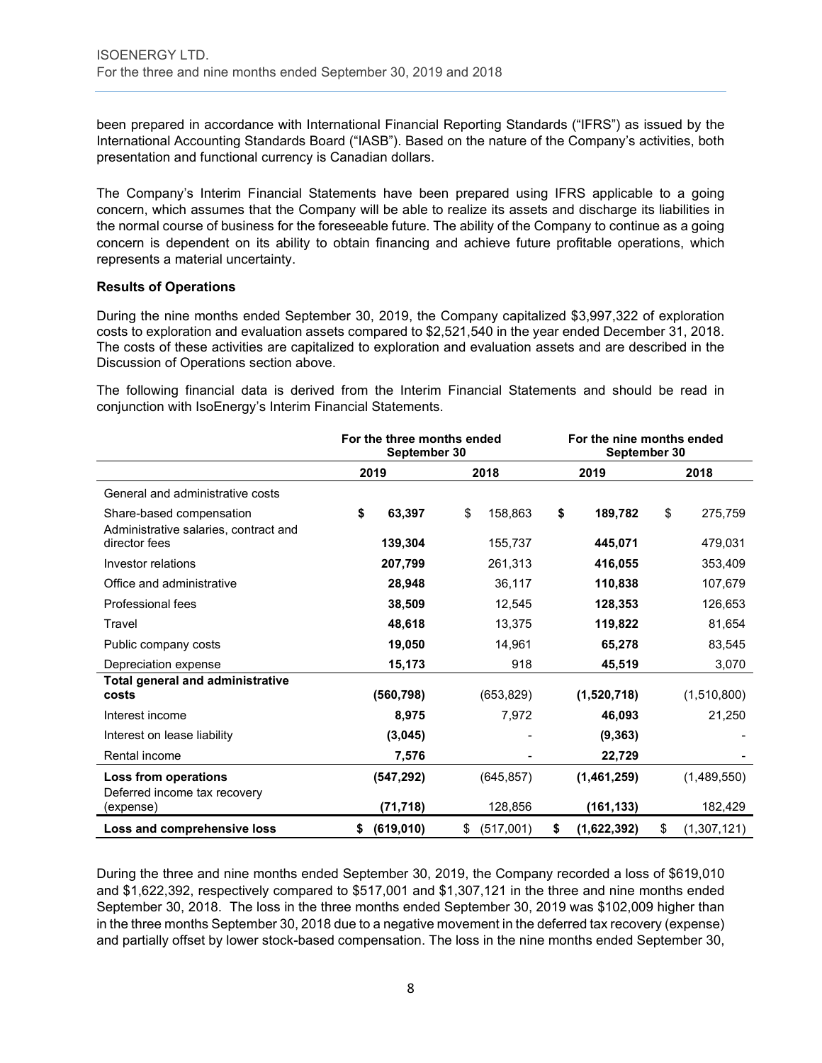been prepared in accordance with International Financial Reporting Standards ("IFRS") as issued by the International Accounting Standards Board ("IASB"). Based on the nature of the Company's activities, both presentation and functional currency is Canadian dollars.

The Company's Interim Financial Statements have been prepared using IFRS applicable to a going concern, which assumes that the Company will be able to realize its assets and discharge its liabilities in the normal course of business for the foreseeable future. The ability of the Company to continue as a going concern is dependent on its ability to obtain financing and achieve future profitable operations, which represents a material uncertainty.

**Results of Operations**

During the nine months ended September 30, 2019, the Company capitalized $3,997,322 of exploration costs to exploration and evaluation assets compared to $2,521,540 in the year ended December 31, 2018. The costs of these activities are capitalized to exploration and evaluation assets and are described in the Discussion of Operations section above.

The following financial data is derived from the Interim Financial Statements and should be read in conjunction with IsoEnergy's Interim Financial Statements.

| | For the three months ended September 30 | | For the nine months ended September 30 | |
|---|---|---|---|---|
| | 2019 | 2018 | 2019 | 2018 |
| General and administrative costs | | | | |
| Share-based compensation | **$ 63,397** | $ 158,863 | **$ 189,782** | $ 275,759 |
| Administrative salaries, contract and director fees | **139,304** | 155,737 | **445,071** | 479,031 |
| Investor relations | **207,799** | 261,313 | **416,055** | 353,409 |
| Office and administrative | **28,948** | 36,117 | **110,838** | 107,679 |
| Professional fees | **38,509** | 12,545 | **128,353** | 126,653 |
| Travel | **48,618** | 13,375 | **119,822** | 81,654 |
| Public company costs | **19,050** | 14,961 | **65,278** | 83,545 |
| Depreciation expense | **15,173** | 918 | **45,519** | 3,070 |
| **Total general and administrative costs** | **(560,798)** | (653,829) | **(1,520,718)** | (1,510,800) |
| Interest income | **8,975** | 7,972 | **46,093** | 21,250 |
| Interest on lease liability | **(3,045)** | - | **(9,363)** | - |
| Rental income | **7,576** | - | **22,729** | - |
| **Loss from operations** | **(547,292)** | (645,857) | **(1,461,259)** | (1,489,550) |
| Deferred income tax recovery (expense) | **(71,718)** | 128,856 | **(161,133)** | 182,429 |
| **Loss and comprehensive loss** | **$ (619,010)** | $ (517,001) | **$ (1,622,392)** | $ (1,307,121) |

During the three and nine months ended September 30, 2019, the Company recorded a loss of $619,010 and $1,622,392, respectively compared to $517,001 and $1,307,121 in the three and nine months ended September 30, 2018. The loss in the three months ended September 30, 2019 was $102,009 higher than in the three months September 30, 2018 due to a negative movement in the deferred tax recovery (expense) and partially offset by lower stock-based compensation. The loss in the nine months ended September 30,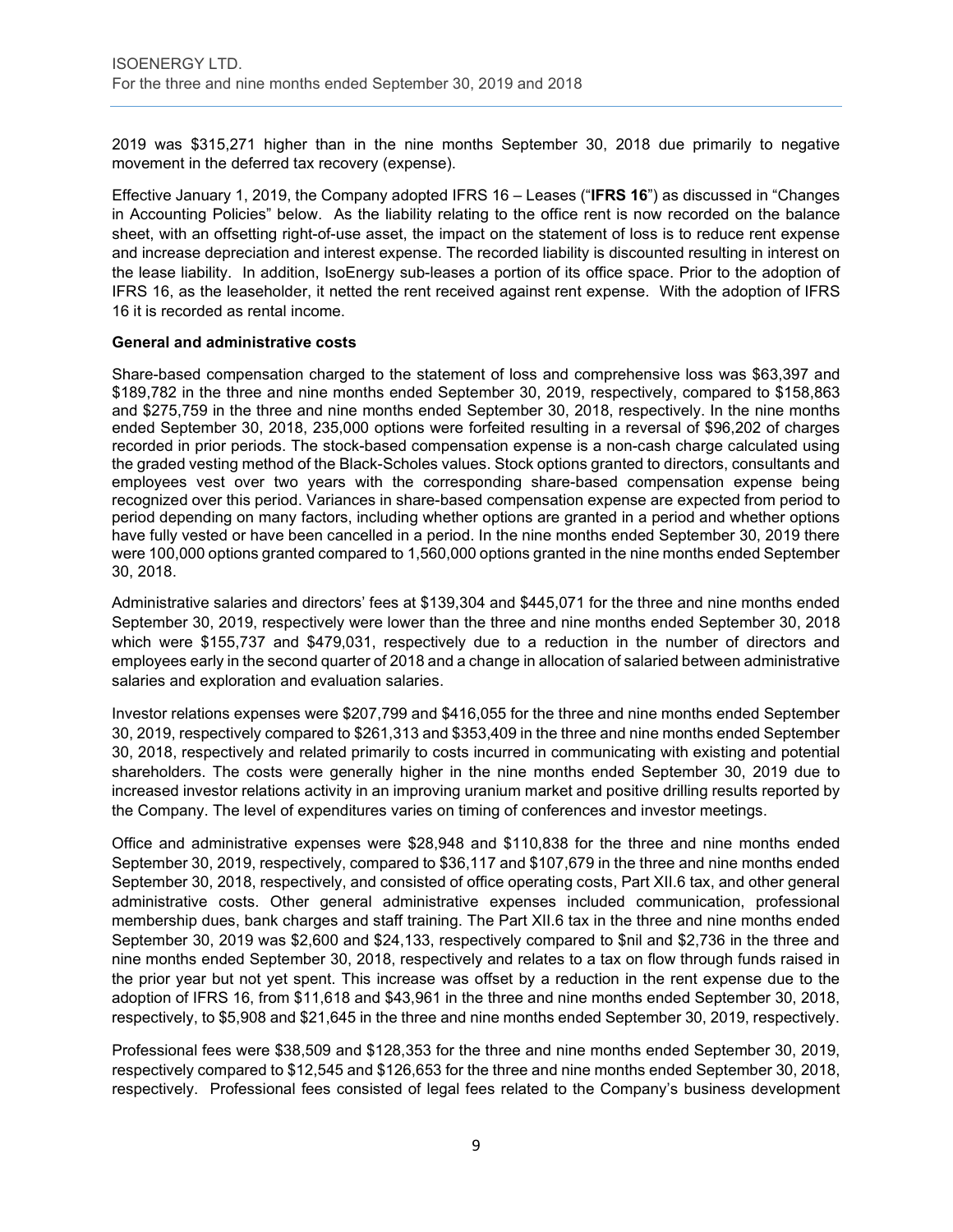2019 was $315,271 higher than in the nine months September 30, 2018 due primarily to negative movement in the deferred tax recovery (expense).

Effective January 1, 2019, the Company adopted IFRS 16 – Leases ("**IFRS 16**") as discussed in "Changes in Accounting Policies" below. As the liability relating to the office rent is now recorded on the balance sheet, with an offsetting right-of-use asset, the impact on the statement of loss is to reduce rent expense and increase depreciation and interest expense. The recorded liability is discounted resulting in interest on the lease liability. In addition, IsoEnergy sub-leases a portion of its office space. Prior to the adoption of IFRS 16, as the leaseholder, it netted the rent received against rent expense. With the adoption of IFRS 16 it is recorded as rental income.

**General and administrative costs**

Share-based compensation charged to the statement of loss and comprehensive loss was $63,397 and $189,782 in the three and nine months ended September 30, 2019, respectively, compared to $158,863 and $275,759 in the three and nine months ended September 30, 2018, respectively. In the nine months ended September 30, 2018, 235,000 options were forfeited resulting in a reversal of $96,202 of charges recorded in prior periods. The stock-based compensation expense is a non-cash charge calculated using the graded vesting method of the Black-Scholes values. Stock options granted to directors, consultants and employees vest over two years with the corresponding share-based compensation expense being recognized over this period. Variances in share-based compensation expense are expected from period to period depending on many factors, including whether options are granted in a period and whether options have fully vested or have been cancelled in a period. In the nine months ended September 30, 2019 there were 100,000 options granted compared to 1,560,000 options granted in the nine months ended September 30, 2018.

Administrative salaries and directors' fees at $139,304 and $445,071 for the three and nine months ended September 30, 2019, respectively were lower than the three and nine months ended September 30, 2018 which were $155,737 and $479,031, respectively due to a reduction in the number of directors and employees early in the second quarter of 2018 and a change in allocation of salaried between administrative salaries and exploration and evaluation salaries.

Investor relations expenses were $207,799 and $416,055 for the three and nine months ended September 30, 2019, respectively compared to $261,313 and $353,409 in the three and nine months ended September 30, 2018, respectively and related primarily to costs incurred in communicating with existing and potential shareholders. The costs were generally higher in the nine months ended September 30, 2019 due to increased investor relations activity in an improving uranium market and positive drilling results reported by the Company. The level of expenditures varies on timing of conferences and investor meetings.

Office and administrative expenses were $28,948 and $110,838 for the three and nine months ended September 30, 2019, respectively, compared to $36,117 and $107,679 in the three and nine months ended September 30, 2018, respectively, and consisted of office operating costs, Part XII.6 tax, and other general administrative costs. Other general administrative expenses included communication, professional membership dues, bank charges and staff training. The Part XII.6 tax in the three and nine months ended September 30, 2019 was $2,600 and $24,133, respectively compared to $nil and $2,736 in the three and nine months ended September 30, 2018, respectively and relates to a tax on flow through funds raised in the prior year but not yet spent. This increase was offset by a reduction in the rent expense due to the adoption of IFRS 16, from $11,618 and $43,961 in the three and nine months ended September 30, 2018, respectively, to $5,908 and $21,645 in the three and nine months ended September 30, 2019, respectively.

Professional fees were $38,509 and $128,353 for the three and nine months ended September 30, 2019, respectively compared to $12,545 and $126,653 for the three and nine months ended September 30, 2018, respectively. Professional fees consisted of legal fees related to the Company's business development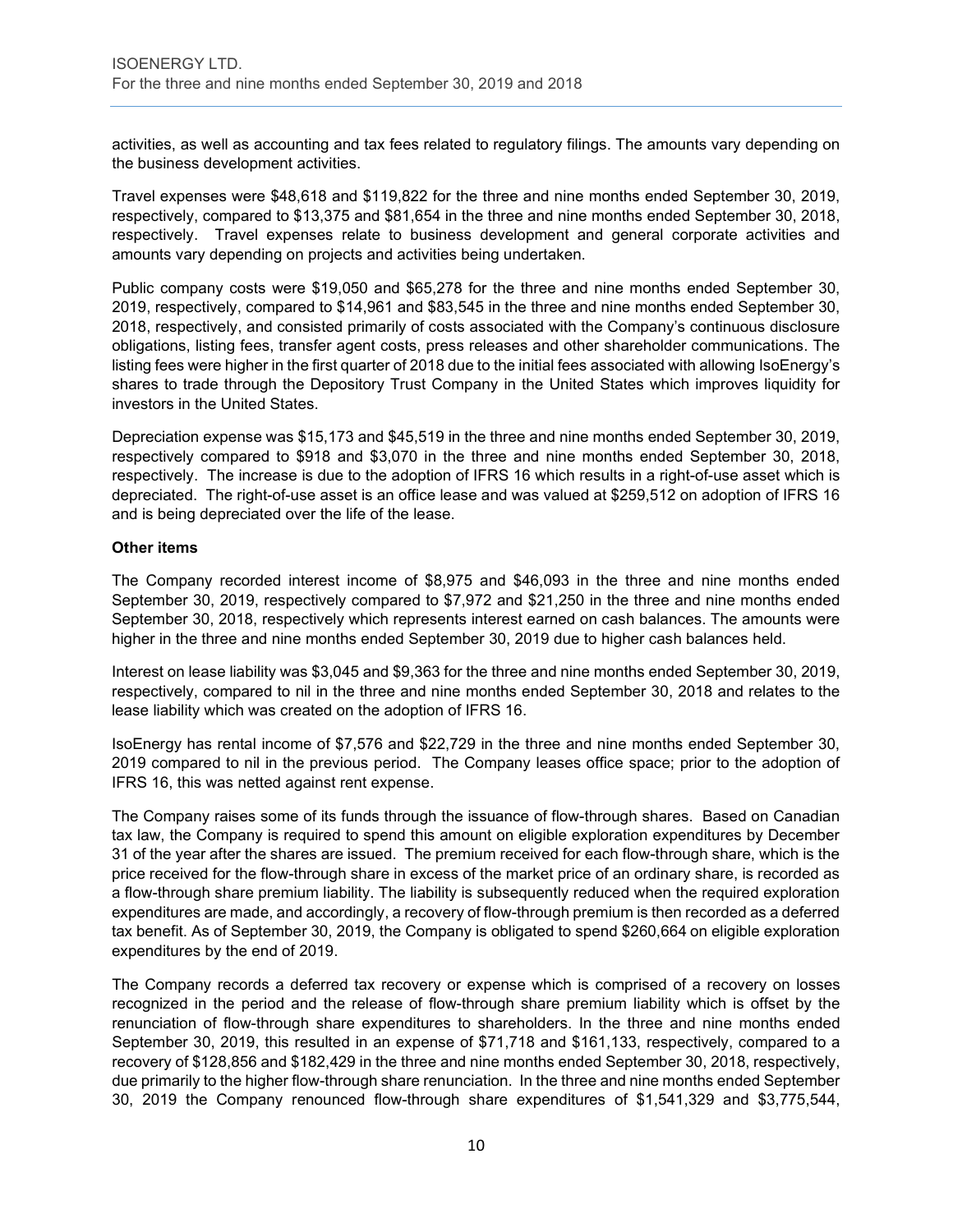activities, as well as accounting and tax fees related to regulatory filings. The amounts vary depending on the business development activities.

Travel expenses were $48,618 and $119,822 for the three and nine months ended September 30, 2019, respectively, compared to $13,375 and $81,654 in the three and nine months ended September 30, 2018, respectively. Travel expenses relate to business development and general corporate activities and amounts vary depending on projects and activities being undertaken.

Public company costs were $19,050 and $65,278 for the three and nine months ended September 30, 2019, respectively, compared to $14,961 and $83,545 in the three and nine months ended September 30, 2018, respectively, and consisted primarily of costs associated with the Company's continuous disclosure obligations, listing fees, transfer agent costs, press releases and other shareholder communications. The listing fees were higher in the first quarter of 2018 due to the initial fees associated with allowing IsoEnergy's shares to trade through the Depository Trust Company in the United States which improves liquidity for investors in the United States.

Depreciation expense was $15,173 and $45,519 in the three and nine months ended September 30, 2019, respectively compared to $918 and $3,070 in the three and nine months ended September 30, 2018, respectively. The increase is due to the adoption of IFRS 16 which results in a right-of-use asset which is depreciated. The right-of-use asset is an office lease and was valued at $259,512 on adoption of IFRS 16 and is being depreciated over the life of the lease.

**Other items**

The Company recorded interest income of $8,975 and $46,093 in the three and nine months ended September 30, 2019, respectively compared to $7,972 and $21,250 in the three and nine months ended September 30, 2018, respectively which represents interest earned on cash balances. The amounts were higher in the three and nine months ended September 30, 2019 due to higher cash balances held.

Interest on lease liability was $3,045 and $9,363 for the three and nine months ended September 30, 2019, respectively, compared to nil in the three and nine months ended September 30, 2018 and relates to the lease liability which was created on the adoption of IFRS 16.

IsoEnergy has rental income of $7,576 and $22,729 in the three and nine months ended September 30, 2019 compared to nil in the previous period. The Company leases office space; prior to the adoption of IFRS 16, this was netted against rent expense.

The Company raises some of its funds through the issuance of flow-through shares. Based on Canadian tax law, the Company is required to spend this amount on eligible exploration expenditures by December 31 of the year after the shares are issued. The premium received for each flow-through share, which is the price received for the flow-through share in excess of the market price of an ordinary share, is recorded as a flow-through share premium liability. The liability is subsequently reduced when the required exploration expenditures are made, and accordingly, a recovery of flow-through premium is then recorded as a deferred tax benefit. As of September 30, 2019, the Company is obligated to spend $260,664 on eligible exploration expenditures by the end of 2019.

The Company records a deferred tax recovery or expense which is comprised of a recovery on losses recognized in the period and the release of flow-through share premium liability which is offset by the renunciation of flow-through share expenditures to shareholders. In the three and nine months ended September 30, 2019, this resulted in an expense of $71,718 and $161,133, respectively, compared to a recovery of $128,856 and $182,429 in the three and nine months ended September 30, 2018, respectively, due primarily to the higher flow-through share renunciation. In the three and nine months ended September 30, 2019 the Company renounced flow-through share expenditures of $1,541,329 and $3,775,544,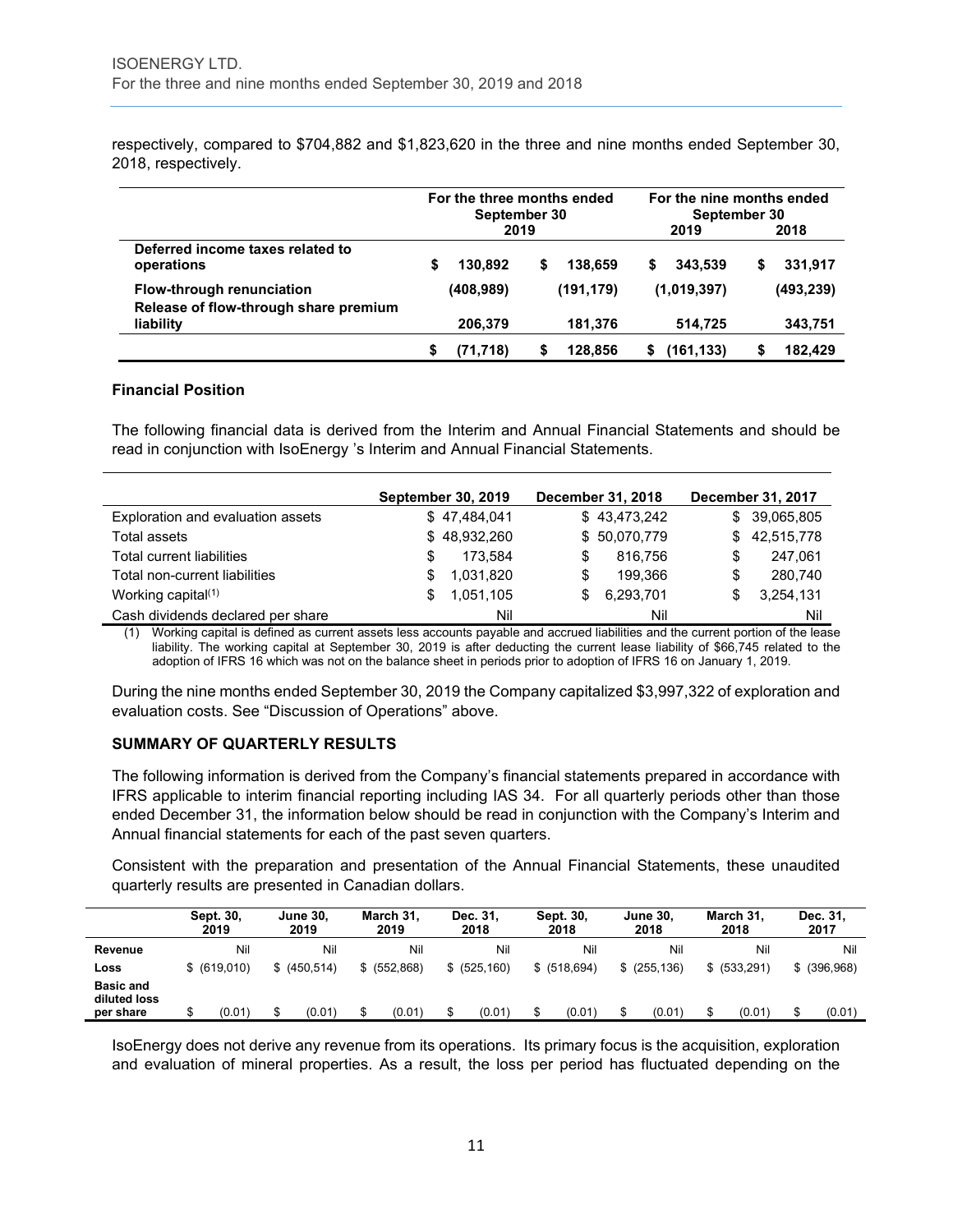respectively, compared to $704,882 and $1,823,620 in the three and nine months ended September 30, 2018, respectively.

| | For the three months ended September 30 2019 | | For the nine months ended September 30 2019 | 2018 |
|---|---|---|---|---|
| **Deferred income taxes related to operations** | $ 130,892 | $ 138,659 | $ 343,539 | $ 331,917 |
| **Flow-through renunciation** | (408,989) | (191,179) | (1,019,397) | (493,239) |
| **Release of flow-through share premium liability** | 206,379 | 181,376 | 514,725 | 343,751 |
| | $ (71,718) | $ 128,856 | $ (161,133) | $ 182,429 |

### Financial Position

The following financial data is derived from the Interim and Annual Financial Statements and should be read in conjunction with IsoEnergy 's Interim and Annual Financial Statements.

| | September 30, 2019 | December 31, 2018 | December 31, 2017 |
|---|---|---|---|
| Exploration and evaluation assets | $ 47,484,041 | $ 43,473,242 | $ 39,065,805 |
| Total assets | $ 48,932,260 | $ 50,070,779 | $ 42,515,778 |
| Total current liabilities | $ 173,584 | $ 816,756 | $ 247,061 |
| Total non-current liabilities | $ 1,031,820 | $ 199,366 | $ 280,740 |
| Working capital(1) | $ 1,051,105 | $ 6,293,701 | $ 3,254,131 |
| Cash dividends declared per share | Nil | Nil | Nil |

(1) Working capital is defined as current assets less accounts payable and accrued liabilities and the current portion of the lease liability. The working capital at September 30, 2019 is after deducting the current lease liability of $66,745 related to the adoption of IFRS 16 which was not on the balance sheet in periods prior to adoption of IFRS 16 on January 1, 2019.

During the nine months ended September 30, 2019 the Company capitalized $3,997,322 of exploration and evaluation costs. See "Discussion of Operations" above.

### SUMMARY OF QUARTERLY RESULTS

The following information is derived from the Company's financial statements prepared in accordance with IFRS applicable to interim financial reporting including IAS 34. For all quarterly periods other than those ended December 31, the information below should be read in conjunction with the Company's Interim and Annual financial statements for each of the past seven quarters.

Consistent with the preparation and presentation of the Annual Financial Statements, these unaudited quarterly results are presented in Canadian dollars.

| | Sept. 30, 2019 | June 30, 2019 | March 31, 2019 | Dec. 31, 2018 | Sept. 30, 2018 | June 30, 2018 | March 31, 2018 | Dec. 31, 2017 |
|---|---|---|---|---|---|---|---|---|
| **Revenue** | Nil | Nil | Nil | Nil | Nil | Nil | Nil | Nil |
| **Loss** | $ (619,010) | $ (450,514) | $ (552,868) | $ (525,160) | $ (518,694) | $ (255,136) | $ (533,291) | $ (396,968) |
| **Basic and diluted loss per share** | $ (0.01) | $ (0.01) | $ (0.01) | $ (0.01) | $ (0.01) | $ (0.01) | $ (0.01) | $ (0.01) |

IsoEnergy does not derive any revenue from its operations. Its primary focus is the acquisition, exploration and evaluation of mineral properties. As a result, the loss per period has fluctuated depending on the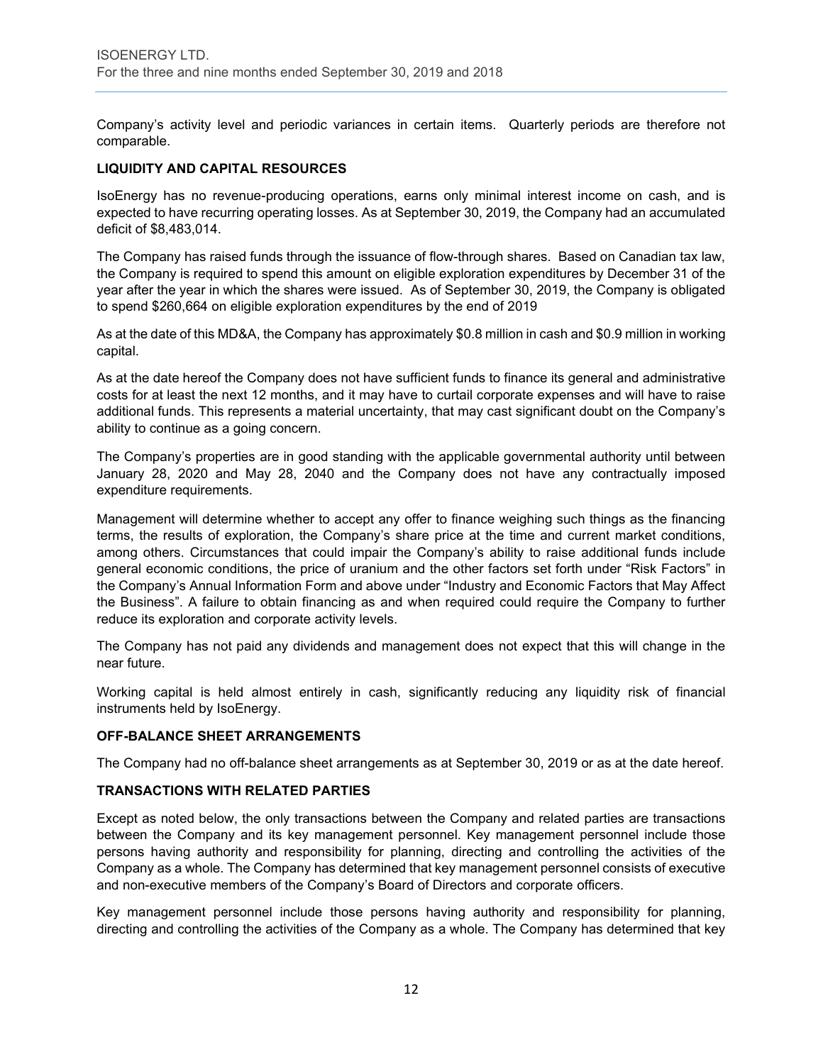Company's activity level and periodic variances in certain items. Quarterly periods are therefore not comparable.

**LIQUIDITY AND CAPITAL RESOURCES**

IsoEnergy has no revenue-producing operations, earns only minimal interest income on cash, and is expected to have recurring operating losses. As at September 30, 2019, the Company had an accumulated deficit of $8,483,014.

The Company has raised funds through the issuance of flow-through shares. Based on Canadian tax law, the Company is required to spend this amount on eligible exploration expenditures by December 31 of the year after the year in which the shares were issued. As of September 30, 2019, the Company is obligated to spend $260,664 on eligible exploration expenditures by the end of 2019

As at the date of this MD&A, the Company has approximately $0.8 million in cash and $0.9 million in working capital.

As at the date hereof the Company does not have sufficient funds to finance its general and administrative costs for at least the next 12 months, and it may have to curtail corporate expenses and will have to raise additional funds. This represents a material uncertainty, that may cast significant doubt on the Company's ability to continue as a going concern.

The Company's properties are in good standing with the applicable governmental authority until between January 28, 2020 and May 28, 2040 and the Company does not have any contractually imposed expenditure requirements.

Management will determine whether to accept any offer to finance weighing such things as the financing terms, the results of exploration, the Company's share price at the time and current market conditions, among others. Circumstances that could impair the Company's ability to raise additional funds include general economic conditions, the price of uranium and the other factors set forth under "Risk Factors" in the Company's Annual Information Form and above under "Industry and Economic Factors that May Affect the Business". A failure to obtain financing as and when required could require the Company to further reduce its exploration and corporate activity levels.

The Company has not paid any dividends and management does not expect that this will change in the near future.

Working capital is held almost entirely in cash, significantly reducing any liquidity risk of financial instruments held by IsoEnergy.

**OFF-BALANCE SHEET ARRANGEMENTS**

The Company had no off-balance sheet arrangements as at September 30, 2019 or as at the date hereof.

**TRANSACTIONS WITH RELATED PARTIES**

Except as noted below, the only transactions between the Company and related parties are transactions between the Company and its key management personnel. Key management personnel include those persons having authority and responsibility for planning, directing and controlling the activities of the Company as a whole. The Company has determined that key management personnel consists of executive and non-executive members of the Company's Board of Directors and corporate officers.

Key management personnel include those persons having authority and responsibility for planning, directing and controlling the activities of the Company as a whole. The Company has determined that key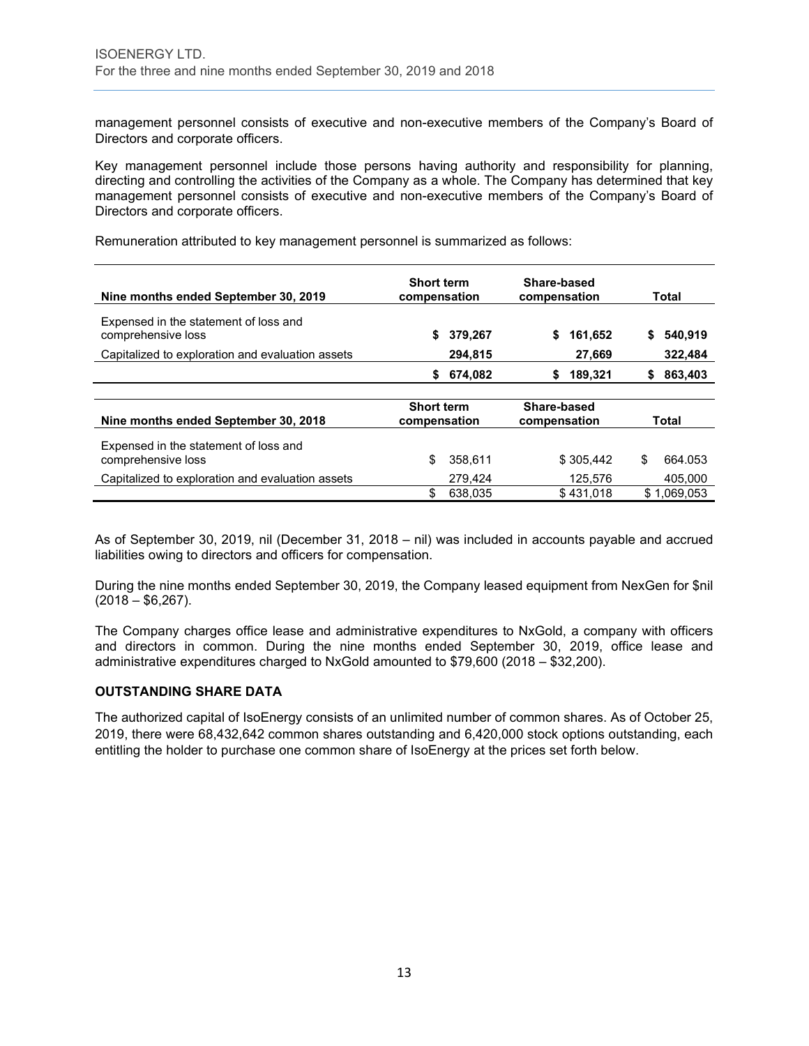management personnel consists of executive and non-executive members of the Company's Board of Directors and corporate officers.

Key management personnel include those persons having authority and responsibility for planning, directing and controlling the activities of the Company as a whole. The Company has determined that key management personnel consists of executive and non-executive members of the Company's Board of Directors and corporate officers.

Remuneration attributed to key management personnel is summarized as follows:

| Nine months ended September 30, 2019 | Short term compensation | Share-based compensation | Total |
|---|---|---|---|
| Expensed in the statement of loss and comprehensive loss | $ 379,267 | $ 161,652 | $ 540,919 |
| Capitalized to exploration and evaluation assets | 294,815 | 27,669 | 322,484 |
| | $ 674,082 | $ 189,321 | $ 863,403 |

| Nine months ended September 30, 2018 | Short term compensation | Share-based compensation | Total |
|---|---|---|---|
| Expensed in the statement of loss and comprehensive loss | $ 358,611 | $ 305,442 | $ 664.053 |
| Capitalized to exploration and evaluation assets | 279,424 | 125,576 | 405,000 |
| | $ 638,035 | $ 431,018 | $ 1,069,053 |

As of September 30, 2019, nil (December 31, 2018 – nil) was included in accounts payable and accrued liabilities owing to directors and officers for compensation.

During the nine months ended September 30, 2019, the Company leased equipment from NexGen for $nil (2018 – $6,267).

The Company charges office lease and administrative expenditures to NxGold, a company with officers and directors in common. During the nine months ended September 30, 2019, office lease and administrative expenditures charged to NxGold amounted to $79,600 (2018 – $32,200).

## OUTSTANDING SHARE DATA

The authorized capital of IsoEnergy consists of an unlimited number of common shares. As of October 25, 2019, there were 68,432,642 common shares outstanding and 6,420,000 stock options outstanding, each entitling the holder to purchase one common share of IsoEnergy at the prices set forth below.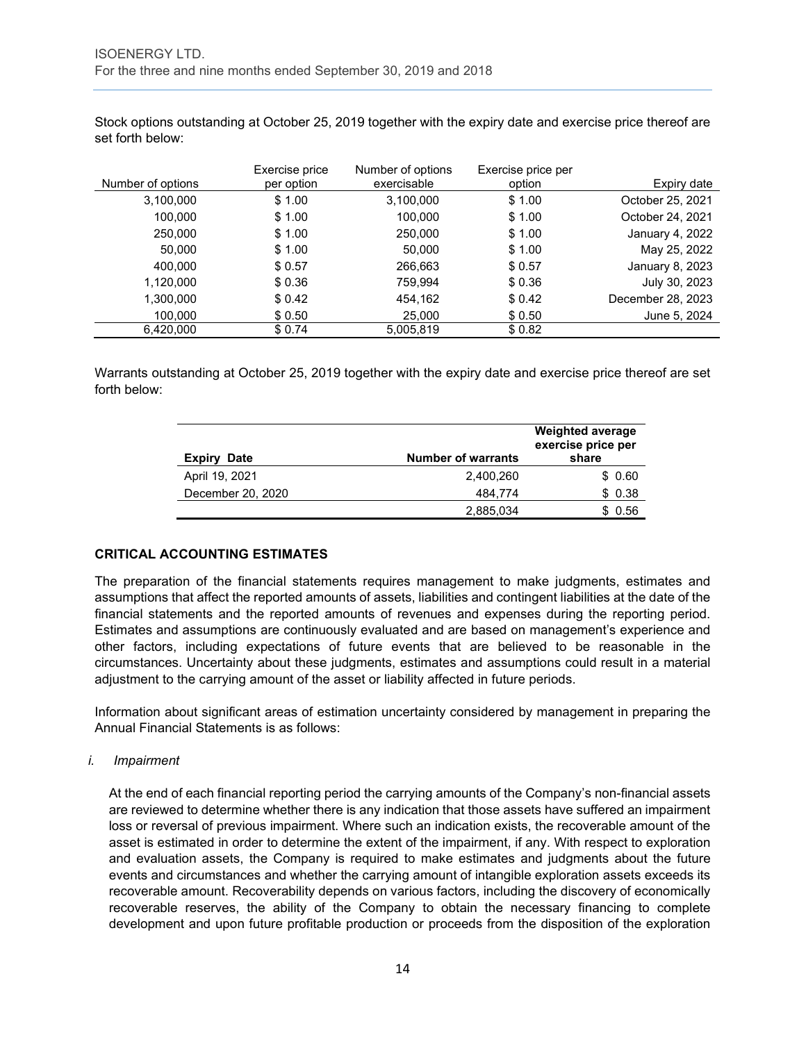Stock options outstanding at October 25, 2019 together with the expiry date and exercise price thereof are set forth below:

| Number of options | Exercise price per option | Number of options exercisable | Exercise price per option | Expiry date |
|---|---|---|---|---|
| 3,100,000 | $ 1.00 | 3,100,000 | $ 1.00 | October 25, 2021 |
| 100,000 | $ 1.00 | 100,000 | $ 1.00 | October 24, 2021 |
| 250,000 | $ 1.00 | 250,000 | $ 1.00 | January 4, 2022 |
| 50,000 | $ 1.00 | 50,000 | $ 1.00 | May 25, 2022 |
| 400,000 | $ 0.57 | 266,663 | $ 0.57 | January 8, 2023 |
| 1,120,000 | $ 0.36 | 759,994 | $ 0.36 | July 30, 2023 |
| 1,300,000 | $ 0.42 | 454,162 | $ 0.42 | December 28, 2023 |
| 100,000 | $ 0.50 | 25,000 | $ 0.50 | June 5, 2024 |
| 6,420,000 | $ 0.74 | 5,005,819 | $ 0.82 | |

Warrants outstanding at October 25, 2019 together with the expiry date and exercise price thereof are set forth below:

| Expiry Date | Number of warrants | Weighted average exercise price per share |
|---|---|---|
| April 19, 2021 | 2,400,260 | $ 0.60 |
| December 20, 2020 | 484,774 | $ 0.38 |
| | 2,885,034 | $ 0.56 |

## CRITICAL ACCOUNTING ESTIMATES

The preparation of the financial statements requires management to make judgments, estimates and assumptions that affect the reported amounts of assets, liabilities and contingent liabilities at the date of the financial statements and the reported amounts of revenues and expenses during the reporting period. Estimates and assumptions are continuously evaluated and are based on management's experience and other factors, including expectations of future events that are believed to be reasonable in the circumstances. Uncertainty about these judgments, estimates and assumptions could result in a material adjustment to the carrying amount of the asset or liability affected in future periods.

Information about significant areas of estimation uncertainty considered by management in preparing the Annual Financial Statements is as follows:

*i. Impairment*

At the end of each financial reporting period the carrying amounts of the Company's non-financial assets are reviewed to determine whether there is any indication that those assets have suffered an impairment loss or reversal of previous impairment. Where such an indication exists, the recoverable amount of the asset is estimated in order to determine the extent of the impairment, if any. With respect to exploration and evaluation assets, the Company is required to make estimates and judgments about the future events and circumstances and whether the carrying amount of intangible exploration assets exceeds its recoverable amount. Recoverability depends on various factors, including the discovery of economically recoverable reserves, the ability of the Company to obtain the necessary financing to complete development and upon future profitable production or proceeds from the disposition of the exploration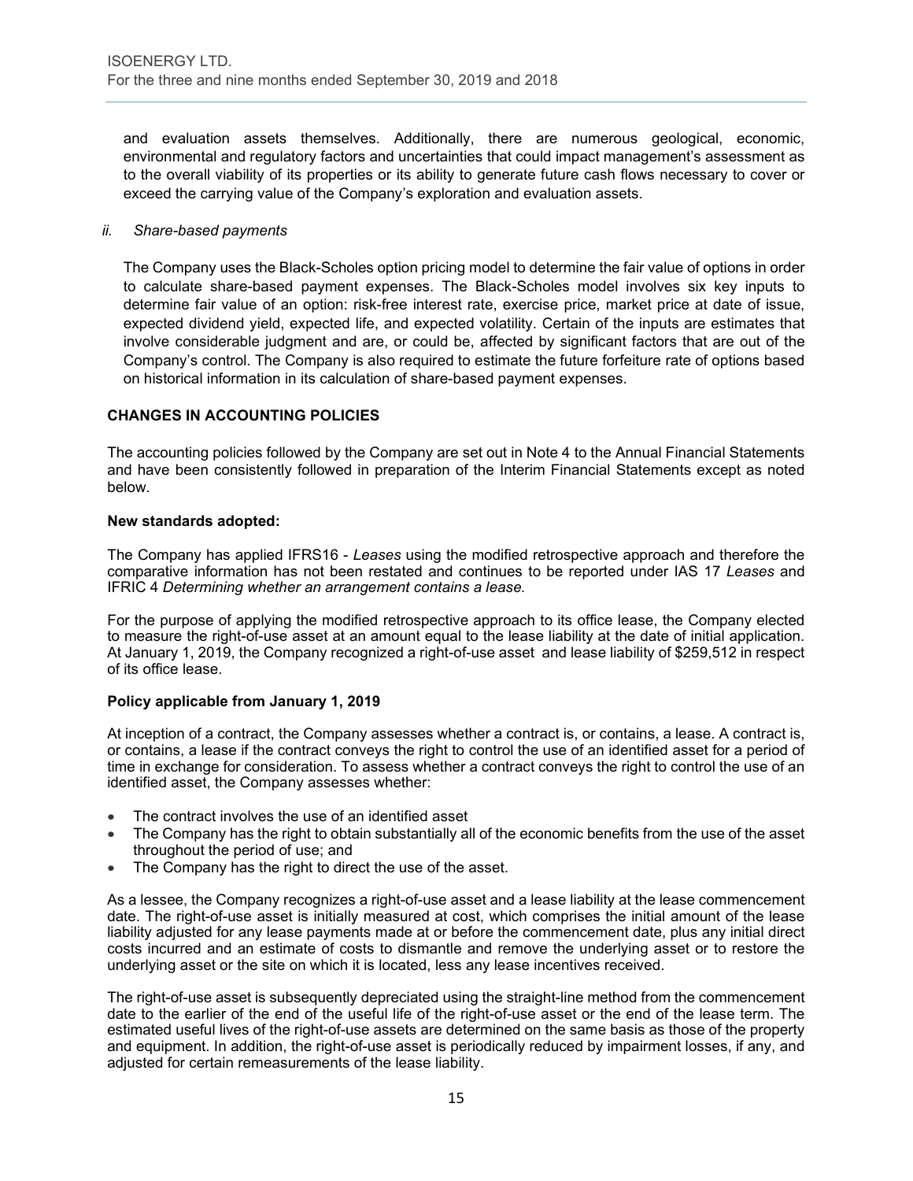and evaluation assets themselves. Additionally, there are numerous geological, economic, environmental and regulatory factors and uncertainties that could impact management's assessment as to the overall viability of its properties or its ability to generate future cash flows necessary to cover or exceed the carrying value of the Company's exploration and evaluation assets.

*ii. Share-based payments*

The Company uses the Black-Scholes option pricing model to determine the fair value of options in order to calculate share-based payment expenses. The Black-Scholes model involves six key inputs to determine fair value of an option: risk-free interest rate, exercise price, market price at date of issue, expected dividend yield, expected life, and expected volatility. Certain of the inputs are estimates that involve considerable judgment and are, or could be, affected by significant factors that are out of the Company's control. The Company is also required to estimate the future forfeiture rate of options based on historical information in its calculation of share-based payment expenses.

## CHANGES IN ACCOUNTING POLICIES

The accounting policies followed by the Company are set out in Note 4 to the Annual Financial Statements and have been consistently followed in preparation of the Interim Financial Statements except as noted below.

**New standards adopted:**

The Company has applied IFRS16 - *Leases* using the modified retrospective approach and therefore the comparative information has not been restated and continues to be reported under IAS 17 *Leases* and IFRIC 4 *Determining whether an arrangement contains a lease.*

For the purpose of applying the modified retrospective approach to its office lease, the Company elected to measure the right-of-use asset at an amount equal to the lease liability at the date of initial application. At January 1, 2019, the Company recognized a right-of-use asset and lease liability of $259,512 in respect of its office lease.

**Policy applicable from January 1, 2019**

At inception of a contract, the Company assesses whether a contract is, or contains, a lease. A contract is, or contains, a lease if the contract conveys the right to control the use of an identified asset for a period of time in exchange for consideration. To assess whether a contract conveys the right to control the use of an identified asset, the Company assesses whether:

- The contract involves the use of an identified asset
- The Company has the right to obtain substantially all of the economic benefits from the use of the asset throughout the period of use; and
- The Company has the right to direct the use of the asset.

As a lessee, the Company recognizes a right-of-use asset and a lease liability at the lease commencement date. The right-of-use asset is initially measured at cost, which comprises the initial amount of the lease liability adjusted for any lease payments made at or before the commencement date, plus any initial direct costs incurred and an estimate of costs to dismantle and remove the underlying asset or to restore the underlying asset or the site on which it is located, less any lease incentives received.

The right-of-use asset is subsequently depreciated using the straight-line method from the commencement date to the earlier of the end of the useful life of the right-of-use asset or the end of the lease term. The estimated useful lives of the right-of-use assets are determined on the same basis as those of the property and equipment. In addition, the right-of-use asset is periodically reduced by impairment losses, if any, and adjusted for certain remeasurements of the lease liability.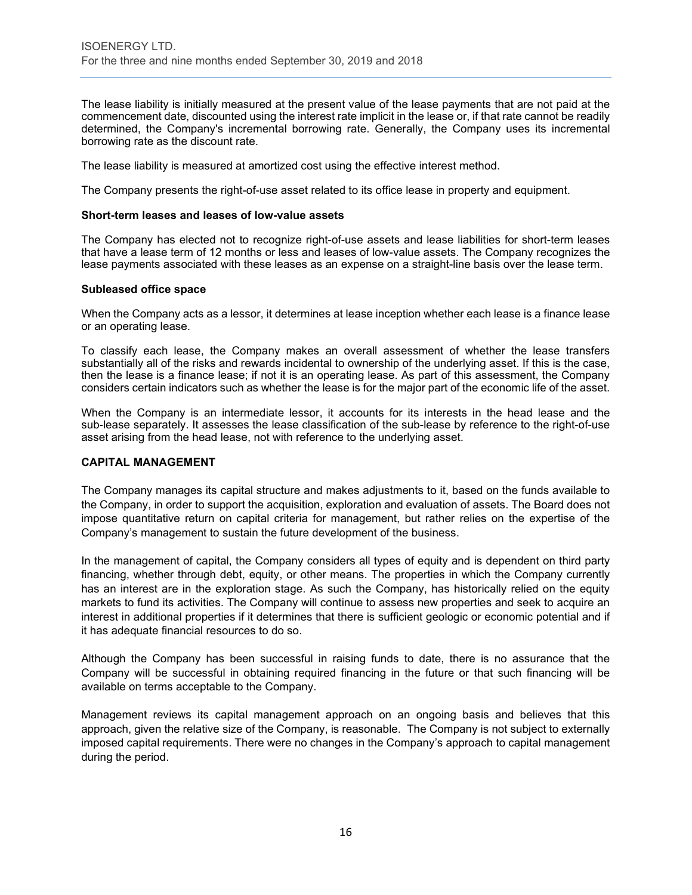The lease liability is initially measured at the present value of the lease payments that are not paid at the commencement date, discounted using the interest rate implicit in the lease or, if that rate cannot be readily determined, the Company's incremental borrowing rate. Generally, the Company uses its incremental borrowing rate as the discount rate.

The lease liability is measured at amortized cost using the effective interest method.

The Company presents the right-of-use asset related to its office lease in property and equipment.

**Short-term leases and leases of low-value assets**

The Company has elected not to recognize right-of-use assets and lease liabilities for short-term leases that have a lease term of 12 months or less and leases of low-value assets. The Company recognizes the lease payments associated with these leases as an expense on a straight-line basis over the lease term.

**Subleased office space**

When the Company acts as a lessor, it determines at lease inception whether each lease is a finance lease or an operating lease.

To classify each lease, the Company makes an overall assessment of whether the lease transfers substantially all of the risks and rewards incidental to ownership of the underlying asset. If this is the case, then the lease is a finance lease; if not it is an operating lease. As part of this assessment, the Company considers certain indicators such as whether the lease is for the major part of the economic life of the asset.

When the Company is an intermediate lessor, it accounts for its interests in the head lease and the sub-lease separately. It assesses the lease classification of the sub-lease by reference to the right-of-use asset arising from the head lease, not with reference to the underlying asset.

## CAPITAL MANAGEMENT

The Company manages its capital structure and makes adjustments to it, based on the funds available to the Company, in order to support the acquisition, exploration and evaluation of assets. The Board does not impose quantitative return on capital criteria for management, but rather relies on the expertise of the Company's management to sustain the future development of the business.

In the management of capital, the Company considers all types of equity and is dependent on third party financing, whether through debt, equity, or other means. The properties in which the Company currently has an interest are in the exploration stage. As such the Company, has historically relied on the equity markets to fund its activities. The Company will continue to assess new properties and seek to acquire an interest in additional properties if it determines that there is sufficient geologic or economic potential and if it has adequate financial resources to do so.

Although the Company has been successful in raising funds to date, there is no assurance that the Company will be successful in obtaining required financing in the future or that such financing will be available on terms acceptable to the Company.

Management reviews its capital management approach on an ongoing basis and believes that this approach, given the relative size of the Company, is reasonable. The Company is not subject to externally imposed capital requirements. There were no changes in the Company's approach to capital management during the period.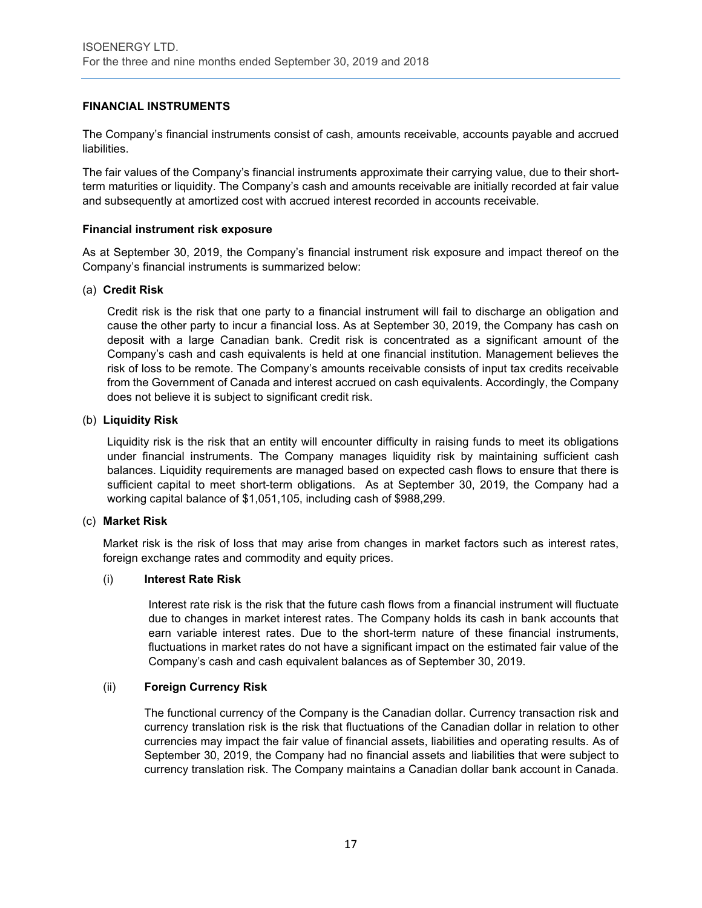## FINANCIAL INSTRUMENTS

The Company's financial instruments consist of cash, amounts receivable, accounts payable and accrued liabilities.

The fair values of the Company's financial instruments approximate their carrying value, due to their short-term maturities or liquidity. The Company's cash and amounts receivable are initially recorded at fair value and subsequently at amortized cost with accrued interest recorded in accounts receivable.

### Financial instrument risk exposure

As at September 30, 2019, the Company's financial instrument risk exposure and impact thereof on the Company's financial instruments is summarized below:

(a) **Credit Risk**

Credit risk is the risk that one party to a financial instrument will fail to discharge an obligation and cause the other party to incur a financial loss. As at September 30, 2019, the Company has cash on deposit with a large Canadian bank. Credit risk is concentrated as a significant amount of the Company's cash and cash equivalents is held at one financial institution. Management believes the risk of loss to be remote. The Company's amounts receivable consists of input tax credits receivable from the Government of Canada and interest accrued on cash equivalents. Accordingly, the Company does not believe it is subject to significant credit risk.

(b) **Liquidity Risk**

Liquidity risk is the risk that an entity will encounter difficulty in raising funds to meet its obligations under financial instruments. The Company manages liquidity risk by maintaining sufficient cash balances. Liquidity requirements are managed based on expected cash flows to ensure that there is sufficient capital to meet short-term obligations. As at September 30, 2019, the Company had a working capital balance of $1,051,105, including cash of $988,299.

(c) **Market Risk**

Market risk is the risk of loss that may arise from changes in market factors such as interest rates, foreign exchange rates and commodity and equity prices.

(i) **Interest Rate Risk**

Interest rate risk is the risk that the future cash flows from a financial instrument will fluctuate due to changes in market interest rates. The Company holds its cash in bank accounts that earn variable interest rates. Due to the short-term nature of these financial instruments, fluctuations in market rates do not have a significant impact on the estimated fair value of the Company's cash and cash equivalent balances as of September 30, 2019.

(ii) **Foreign Currency Risk**

The functional currency of the Company is the Canadian dollar. Currency transaction risk and currency translation risk is the risk that fluctuations of the Canadian dollar in relation to other currencies may impact the fair value of financial assets, liabilities and operating results. As of September 30, 2019, the Company had no financial assets and liabilities that were subject to currency translation risk. The Company maintains a Canadian dollar bank account in Canada.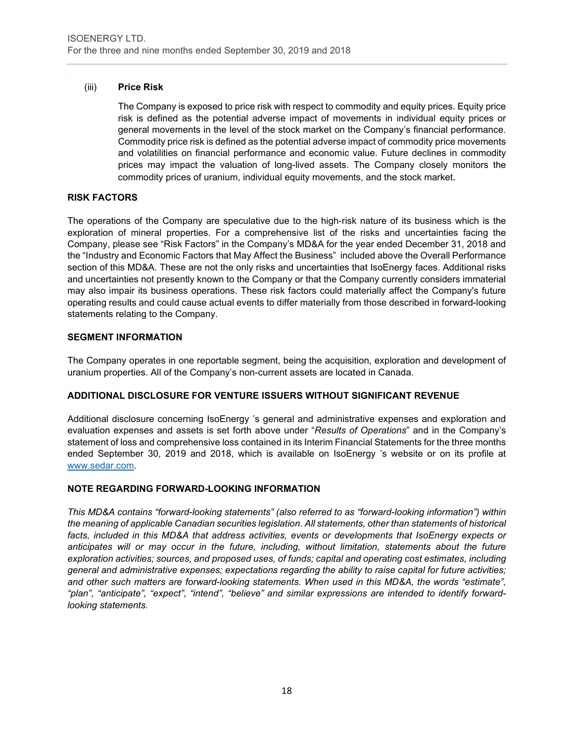(iii) **Price Risk**

The Company is exposed to price risk with respect to commodity and equity prices. Equity price risk is defined as the potential adverse impact of movements in individual equity prices or general movements in the level of the stock market on the Company's financial performance. Commodity price risk is defined as the potential adverse impact of commodity price movements and volatilities on financial performance and economic value. Future declines in commodity prices may impact the valuation of long-lived assets. The Company closely monitors the commodity prices of uranium, individual equity movements, and the stock market.

## RISK FACTORS

The operations of the Company are speculative due to the high-risk nature of its business which is the exploration of mineral properties. For a comprehensive list of the risks and uncertainties facing the Company, please see "Risk Factors" in the Company's MD&A for the year ended December 31, 2018 and the "Industry and Economic Factors that May Affect the Business" included above the Overall Performance section of this MD&A. These are not the only risks and uncertainties that IsoEnergy faces. Additional risks and uncertainties not presently known to the Company or that the Company currently considers immaterial may also impair its business operations. These risk factors could materially affect the Company's future operating results and could cause actual events to differ materially from those described in forward-looking statements relating to the Company.

## SEGMENT INFORMATION

The Company operates in one reportable segment, being the acquisition, exploration and development of uranium properties. All of the Company's non-current assets are located in Canada.

## ADDITIONAL DISCLOSURE FOR VENTURE ISSUERS WITHOUT SIGNIFICANT REVENUE

Additional disclosure concerning IsoEnergy 's general and administrative expenses and exploration and evaluation expenses and assets is set forth above under "*Results of Operations*" and in the Company's statement of loss and comprehensive loss contained in its Interim Financial Statements for the three months ended September 30, 2019 and 2018, which is available on IsoEnergy 's website or on its profile at www.sedar.com.

## NOTE REGARDING FORWARD-LOOKING INFORMATION

*This MD&A contains "forward-looking statements" (also referred to as "forward-looking information") within the meaning of applicable Canadian securities legislation. All statements, other than statements of historical facts, included in this MD&A that address activities, events or developments that IsoEnergy expects or anticipates will or may occur in the future, including, without limitation, statements about the future exploration activities; sources, and proposed uses, of funds; capital and operating cost estimates, including general and administrative expenses; expectations regarding the ability to raise capital for future activities; and other such matters are forward-looking statements. When used in this MD&A, the words "estimate", "plan", "anticipate", "expect", "intend", "believe" and similar expressions are intended to identify forward-looking statements.*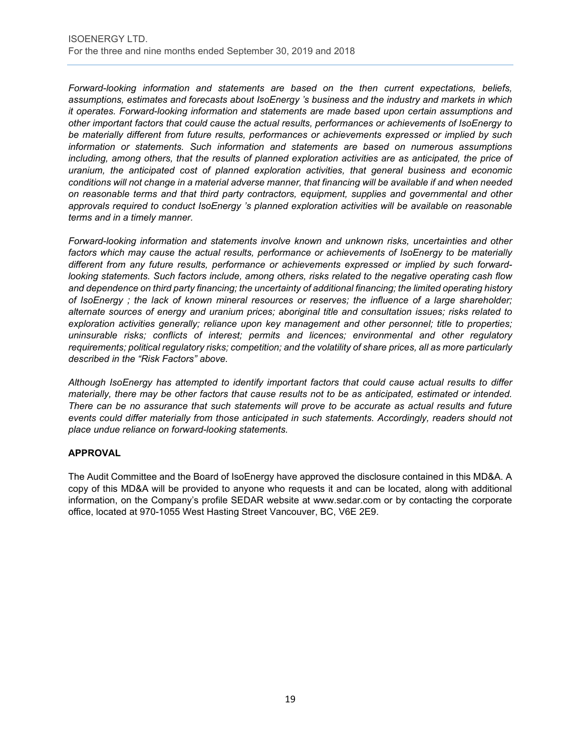*Forward-looking information and statements are based on the then current expectations, beliefs, assumptions, estimates and forecasts about IsoEnergy 's business and the industry and markets in which it operates. Forward-looking information and statements are made based upon certain assumptions and other important factors that could cause the actual results, performances or achievements of IsoEnergy to be materially different from future results, performances or achievements expressed or implied by such information or statements. Such information and statements are based on numerous assumptions including, among others, that the results of planned exploration activities are as anticipated, the price of uranium, the anticipated cost of planned exploration activities, that general business and economic conditions will not change in a material adverse manner, that financing will be available if and when needed on reasonable terms and that third party contractors, equipment, supplies and governmental and other approvals required to conduct IsoEnergy 's planned exploration activities will be available on reasonable terms and in a timely manner.*

*Forward-looking information and statements involve known and unknown risks, uncertainties and other factors which may cause the actual results, performance or achievements of IsoEnergy to be materially different from any future results, performance or achievements expressed or implied by such forward-looking statements. Such factors include, among others, risks related to the negative operating cash flow and dependence on third party financing; the uncertainty of additional financing; the limited operating history of IsoEnergy ; the lack of known mineral resources or reserves; the influence of a large shareholder; alternate sources of energy and uranium prices; aboriginal title and consultation issues; risks related to exploration activities generally; reliance upon key management and other personnel; title to properties; uninsurable risks; conflicts of interest; permits and licences; environmental and other regulatory requirements; political regulatory risks; competition; and the volatility of share prices, all as more particularly described in the "Risk Factors" above.*

*Although IsoEnergy has attempted to identify important factors that could cause actual results to differ materially, there may be other factors that cause results not to be as anticipated, estimated or intended. There can be no assurance that such statements will prove to be accurate as actual results and future events could differ materially from those anticipated in such statements. Accordingly, readers should not place undue reliance on forward-looking statements.*

## APPROVAL

The Audit Committee and the Board of IsoEnergy have approved the disclosure contained in this MD&A. A copy of this MD&A will be provided to anyone who requests it and can be located, along with additional information, on the Company's profile SEDAR website at www.sedar.com or by contacting the corporate office, located at 970-1055 West Hasting Street Vancouver, BC, V6E 2E9.